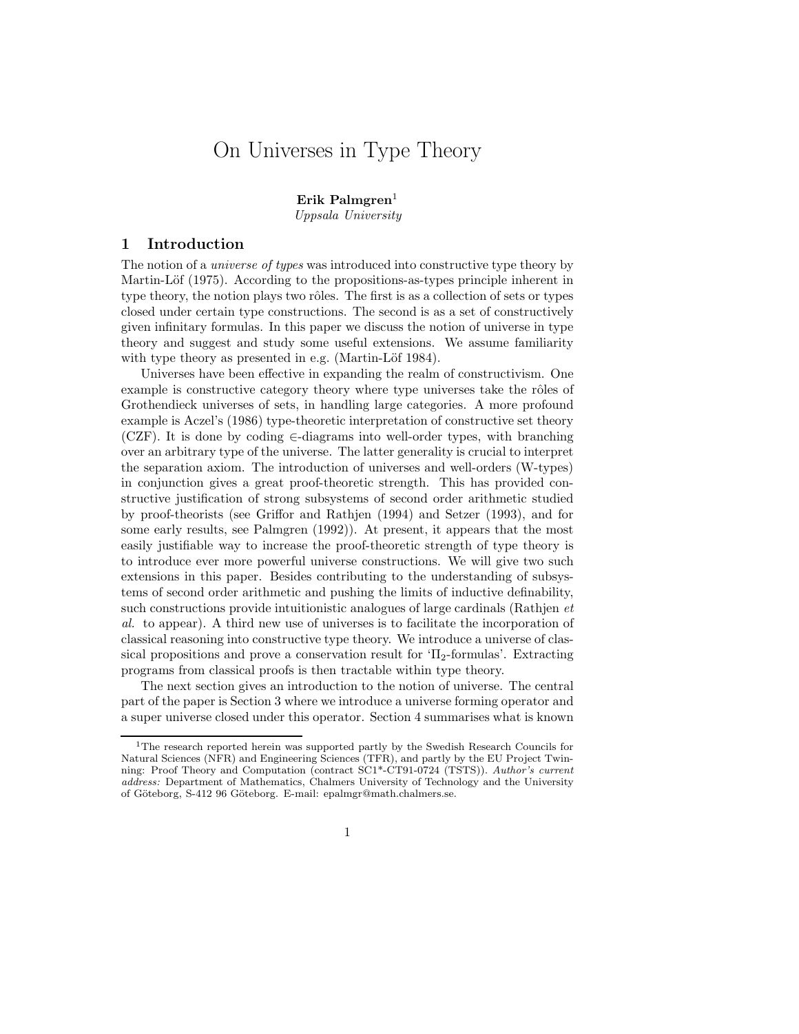# On Universes in Type Theory

**Erik Palmgren**[1]
*Uppsala University*

## 1 Introduction

The notion of a *universe of types* was introduced into constructive type theory by Martin-Löf (1975). According to the propositions-as-types principle inherent in type theory, the notion plays two rôles. The first is as a collection of sets or types closed under certain type constructions. The second is as a set of constructively given infinitary formulas. In this paper we discuss the notion of universe in type theory and suggest and study some useful extensions. We assume familiarity with type theory as presented in e.g. (Martin-Löf 1984).

Universes have been effective in expanding the realm of constructivism. One example is constructive category theory where type universes take the rôles of Grothendieck universes of sets, in handling large categories. A more profound example is Aczel's (1986) type-theoretic interpretation of constructive set theory (CZF). It is done by coding $\in$-diagrams into well-order types, with branching over an arbitrary type of the universe. The latter generality is crucial to interpret the separation axiom. The introduction of universes and well-orders (W-types) in conjunction gives a great proof-theoretic strength. This has provided constructive justification of strong subsystems of second order arithmetic studied by proof-theorists (see Griffor and Rathjen (1994) and Setzer (1993), and for some early results, see Palmgren (1992)). At present, it appears that the most easily justifiable way to increase the proof-theoretic strength of type theory is to introduce ever more powerful universe constructions. We will give two such extensions in this paper. Besides contributing to the understanding of subsystems of second order arithmetic and pushing the limits of inductive definability, such constructions provide intuitionistic analogues of large cardinals (Rathjen *et al.* to appear). A third new use of universes is to facilitate the incorporation of classical reasoning into constructive type theory. We introduce a universe of classical propositions and prove a conservation result for '$\Pi_2$-formulas'. Extracting programs from classical proofs is then tractable within type theory.

The next section gives an introduction to the notion of universe. The central part of the paper is Section 3 where we introduce a universe forming operator and a super universe closed under this operator. Section 4 summarises what is known

[1] The research reported herein was supported partly by the Swedish Research Councils for Natural Sciences (NFR) and Engineering Sciences (TFR), and partly by the EU Project Twinning: Proof Theory and Computation (contract SC1*-CT91-0724 (TSTS)). *Author's current address:* Department of Mathematics, Chalmers University of Technology and the University of Göteborg, S-412 96 Göteborg. E-mail: epalmgr@math.chalmers.se.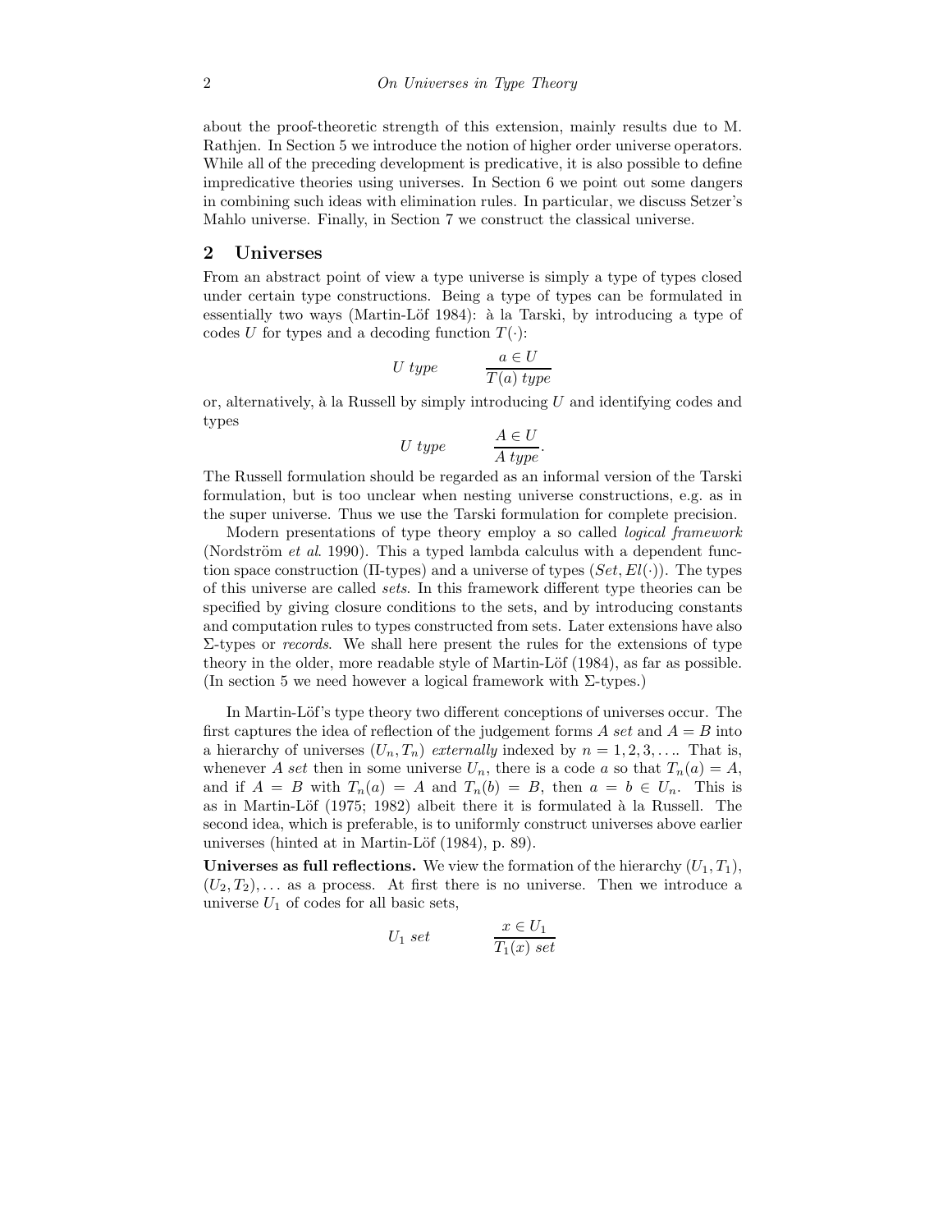about the proof-theoretic strength of this extension, mainly results due to M. Rathjen. In Section 5 we introduce the notion of higher order universe operators. While all of the preceding development is predicative, it is also possible to define impredicative theories using universes. In Section 6 we point out some dangers in combining such ideas with elimination rules. In particular, we discuss Setzer's Mahlo universe. Finally, in Section 7 we construct the classical universe.

## 2 Universes

From an abstract point of view a type universe is simply a type of types closed under certain type constructions. Being a type of types can be formulated in essentially two ways (Martin-Löf 1984): à la Tarski, by introducing a type of codes $U$ for types and a decoding function $T(\cdot)$:

$$U \ type \qquad \frac{a \in U}{T(a) \ type}$$

or, alternatively, à la Russell by simply introducing $U$ and identifying codes and types

$$U \ type \qquad \frac{A \in U}{A \ type}.$$

The Russell formulation should be regarded as an informal version of the Tarski formulation, but is too unclear when nesting universe constructions, e.g. as in the super universe. Thus we use the Tarski formulation for complete precision.

Modern presentations of type theory employ a so called *logical framework* (Nordström *et al*. 1990). This a typed lambda calculus with a dependent function space construction (Π-types) and a universe of types ($Set, El(\cdot)$). The types of this universe are called *sets*. In this framework different type theories can be specified by giving closure conditions to the sets, and by introducing constants and computation rules to types constructed from sets. Later extensions have also Σ-types or *records*. We shall here present the rules for the extensions of type theory in the older, more readable style of Martin-Löf (1984), as far as possible. (In section 5 we need however a logical framework with Σ-types.)

In Martin-Löf's type theory two different conceptions of universes occur. The first captures the idea of reflection of the judgement forms $A \ set$ and $A = B$ into a hierarchy of universes $(U_n, T_n)$ *externally* indexed by $n = 1, 2, 3, \ldots$. That is, whenever $A \ set$ then in some universe $U_n$, there is a code $a$ so that $T_n(a) = A$, and if $A = B$ with $T_n(a) = A$ and $T_n(b) = B$, then $a = b \in U_n$. This is as in Martin-Löf (1975; 1982) albeit there it is formulated à la Russell. The second idea, which is preferable, is to uniformly construct universes above earlier universes (hinted at in Martin-Löf (1984), p. 89).

**Universes as full reflections.** We view the formation of the hierarchy $(U_1, T_1)$, $(U_2, T_2), \ldots$ as a process. At first there is no universe. Then we introduce a universe $U_1$ of codes for all basic sets,

$$U_1 \ set \qquad \frac{x \in U_1}{T_1(x) \ set}$$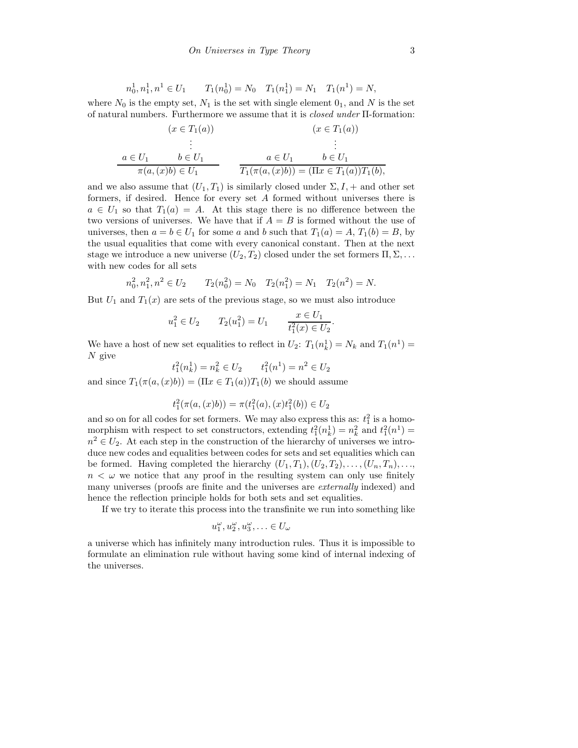$$n_0^1, n_1^1, n^1 \in U_1 \qquad T_1(n_0^1) = N_0 \quad T_1(n_1^1) = N_1 \quad T_1(n^1) = N,$$

where $N_0$ is the empty set, $N_1$ is the set with single element $0_1$, and $N$ is the set of natural numbers. Furthermore we assume that it is *closed under* $\Pi$-formation:

$$\frac{a \in U_1 \qquad \begin{array}{c}(x \in T_1(a))\\ \vdots \\ b \in U_1\end{array}}{\pi(a,(x)b) \in U_1} \qquad \frac{a \in U_1 \qquad \begin{array}{c}(x \in T_1(a))\\ \vdots \\ b \in U_1\end{array}}{T_1(\pi(a,(x)b)) = (\Pi x \in T_1(a))T_1(b),}$$

and we also assume that $(U_1, T_1)$ is similarly closed under $\Sigma, I, +$ and other set formers, if desired. Hence for every set $A$ formed without universes there is $a \in U_1$ so that $T_1(a) = A$. At this stage there is no difference between the two versions of universes. We have that if $A = B$ is formed without the use of universes, then $a = b \in U_1$ for some $a$ and $b$ such that $T_1(a) = A$, $T_1(b) = B$, by the usual equalities that come with every canonical constant. Then at the next stage we introduce a new universe $(U_2, T_2)$ closed under the set formers $\Pi, \Sigma, \ldots$ with new codes for all sets

$$n_0^2, n_1^2, n^2 \in U_2 \qquad T_2(n_0^2) = N_0 \quad T_2(n_1^2) = N_1 \quad T_2(n^2) = N.$$

But $U_1$ and $T_1(x)$ are sets of the previous stage, so we must also introduce

$$u_1^2 \in U_2 \qquad T_2(u_1^2) = U_1 \qquad \frac{x \in U_1}{t_1^2(x) \in U_2}.$$

We have a host of new set equalities to reflect in $U_2$: $T_1(n_k^1) = N_k$ and $T_1(n^1) = N$ give

$$t_1^2(n_k^1) = n_k^2 \in U_2 \qquad t_1^2(n^1) = n^2 \in U_2$$

and since $T_1(\pi(a,(x)b)) = (\Pi x \in T_1(a))T_1(b)$ we should assume

$$t_1^2(\pi(a,(x)b)) = \pi(t_1^2(a),(x)t_1^2(b)) \in U_2$$

and so on for all codes for set formers. We may also express this as: $t_1^2$ is a homomorphism with respect to set constructors, extending $t_1^2(n_k^1) = n_k^2$ and $t_1^2(n^1) = n^2 \in U_2$. At each step in the construction of the hierarchy of universes we introduce new codes and equalities between codes for sets and set equalities which can be formed. Having completed the hierarchy $(U_1, T_1), (U_2, T_2), \ldots, (U_n, T_n), \ldots$, $n < \omega$ we notice that any proof in the resulting system can only use finitely many universes (proofs are finite and the universes are *externally* indexed) and hence the reflection principle holds for both sets and set equalities.

If we try to iterate this process into the transfinite we run into something like

$$u_1^\omega, u_2^\omega, u_3^\omega, \ldots \in U_\omega$$

a universe which has infinitely many introduction rules. Thus it is impossible to formulate an elimination rule without having some kind of internal indexing of the universes.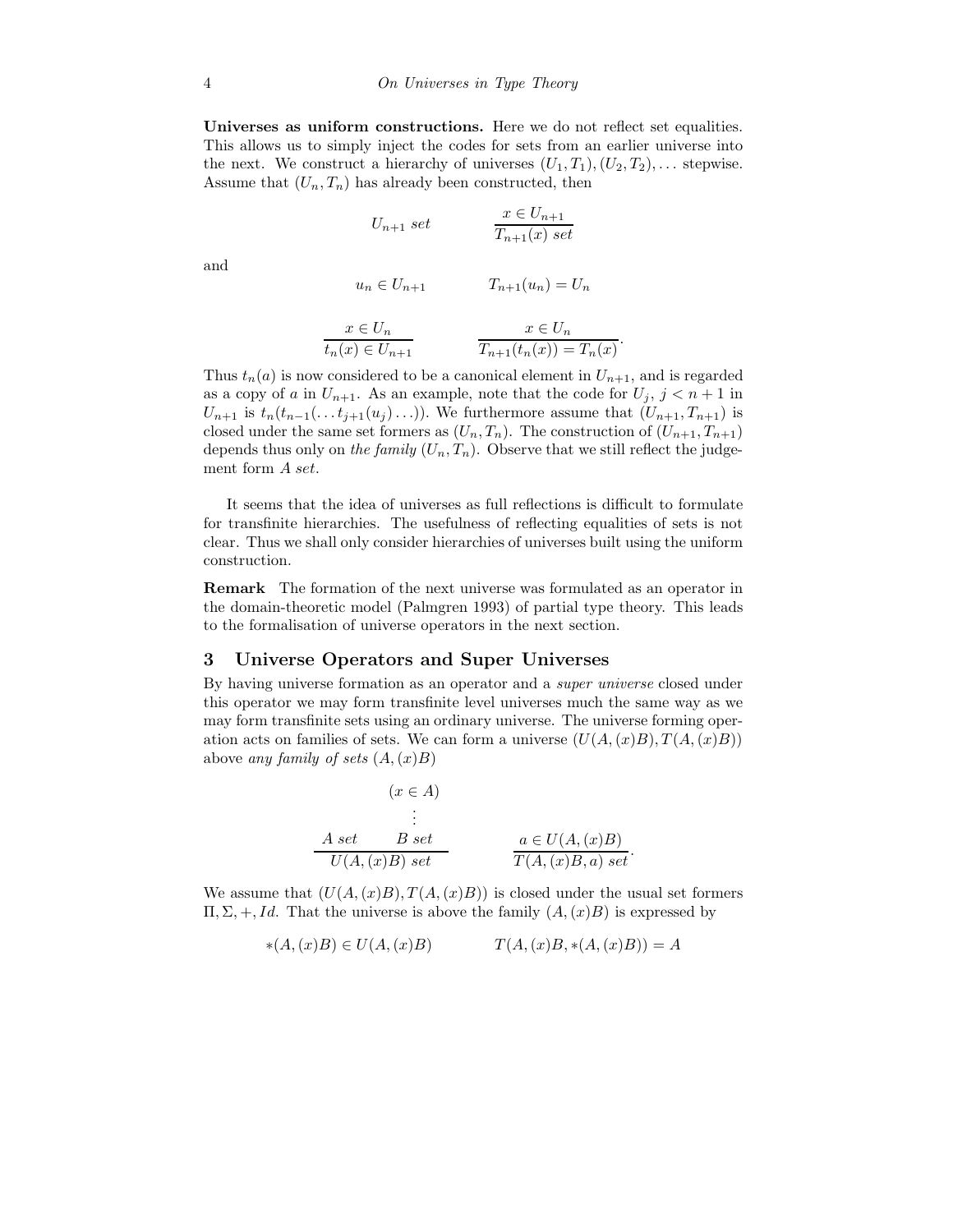**Universes as uniform constructions.** Here we do not reflect set equalities. This allows us to simply inject the codes for sets from an earlier universe into the next. We construct a hierarchy of universes $(U_1, T_1), (U_2, T_2), \ldots$ stepwise. Assume that $(U_n, T_n)$ has already been constructed, then

$$U_{n+1}\ set \qquad \frac{x \in U_{n+1}}{T_{n+1}(x)\ set}$$

and

$$u_n \in U_{n+1} \qquad T_{n+1}(u_n) = U_n$$

$$\frac{x \in U_n}{t_n(x) \in U_{n+1}} \qquad \frac{x \in U_n}{T_{n+1}(t_n(x)) = T_n(x)}.$$

Thus $t_n(a)$ is now considered to be a canonical element in $U_{n+1}$, and is regarded as a copy of $a$ in $U_{n+1}$. As an example, note that the code for $U_j$, $j < n+1$ in $U_{n+1}$ is $t_n(t_{n-1}(\ldots t_{j+1}(u_j)\ldots))$. We furthermore assume that $(U_{n+1}, T_{n+1})$ is closed under the same set formers as $(U_n, T_n)$. The construction of $(U_{n+1}, T_{n+1})$ depends thus only on *the family* $(U_n, T_n)$. Observe that we still reflect the judgement form *A set*.

It seems that the idea of universes as full reflections is difficult to formulate for transfinite hierarchies. The usefulness of reflecting equalities of sets is not clear. Thus we shall only consider hierarchies of universes built using the uniform construction.

**Remark** The formation of the next universe was formulated as an operator in the domain-theoretic model (Palmgren 1993) of partial type theory. This leads to the formalisation of universe operators in the next section.

## 3 Universe Operators and Super Universes

By having universe formation as an operator and a *super universe* closed under this operator we may form transfinite level universes much the same way as we may form transfinite sets using an ordinary universe. The universe forming operation acts on families of sets. We can form a universe $(U(A,(x)B), T(A,(x)B))$ above *any family of sets* $(A,(x)B)$

$$\frac{A\ set \qquad \begin{matrix}(x \in A)\\ \vdots \\ B\ set\end{matrix}}{U(A,(x)B)\ set} \qquad \frac{a \in U(A,(x)B)}{T(A,(x)B,a)\ set}.$$

We assume that $(U(A,(x)B), T(A,(x)B))$ is closed under the usual set formers $\Pi, \Sigma, +, Id$. That the universe is above the family $(A,(x)B)$ is expressed by

$$*(A,(x)B) \in U(A,(x)B) \qquad T(A,(x)B, *(A,(x)B)) = A$$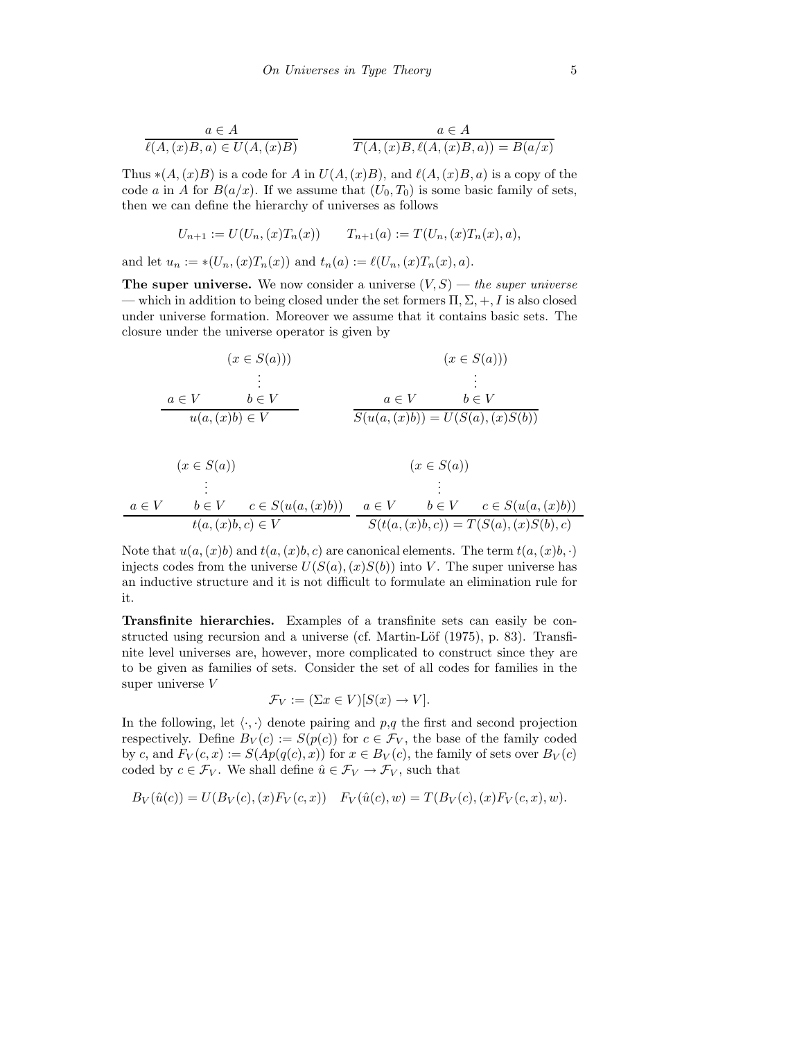$$\frac{a \in A}{\ell(A,(x)B,a) \in U(A,(x)B)} \qquad \frac{a \in A}{T(A,(x)B,\ell(A,(x)B,a)) = B(a/x)}$$

Thus $*(A,(x)B)$ is a code for $A$ in $U(A,(x)B)$, and $\ell(A,(x)B,a)$ is a copy of the code $a$ in $A$ for $B(a/x)$. If we assume that $(U_0,T_0)$ is some basic family of sets, then we can define the hierarchy of universes as follows

$$U_{n+1} := U(U_n,(x)T_n(x)) \qquad T_{n+1}(a) := T(U_n,(x)T_n(x),a),$$

and let $u_n := *(U_n,(x)T_n(x))$ and $t_n(a) := \ell(U_n,(x)T_n(x),a)$.

**The super universe.** We now consider a universe $(V,S)$ — *the super universe* — which in addition to being closed under the set formers $\Pi, \Sigma, +, I$ is also closed under universe formation. Moreover we assume that it contains basic sets. The closure under the universe operator is given by

$$\frac{a \in V \qquad \begin{array}{c}(x \in S(a))\\ \vdots \\ b \in V\end{array}}{u(a,(x)b) \in V} \qquad \frac{a \in V \qquad \begin{array}{c}(x \in S(a))\\ \vdots \\ b \in V\end{array}}{S(u(a,(x)b)) = U(S(a),(x)S(b))}$$

$$\frac{a \in V \qquad \begin{array}{c}(x \in S(a))\\ \vdots \\ b \in V\end{array} \qquad c \in S(u(a,(x)b))}{t(a,(x)b,c) \in V} \qquad \frac{a \in V \qquad \begin{array}{c}(x \in S(a))\\ \vdots \\ b \in V\end{array} \qquad c \in S(u(a,(x)b))}{S(t(a,(x)b,c)) = T(S(a),(x)S(b),c)}$$

Note that $u(a,(x)b)$ and $t(a,(x)b,c)$ are canonical elements. The term $t(a,(x)b,\cdot)$ injects codes from the universe $U(S(a),(x)S(b))$ into $V$. The super universe has an inductive structure and it is not difficult to formulate an elimination rule for it.

**Transfinite hierarchies.** Examples of a transfinite sets can easily be constructed using recursion and a universe (cf. Martin-Löf (1975), p. 83). Transfinite level universes are, however, more complicated to construct since they are to be given as families of sets. Consider the set of all codes for families in the super universe $V$

$$\mathcal{F}_V := (\Sigma x \in V)[S(x) \to V].$$

In the following, let $\langle \cdot, \cdot \rangle$ denote pairing and $p$,$q$ the first and second projection respectively. Define $B_V(c) := S(p(c))$ for $c \in \mathcal{F}_V$, the base of the family coded by $c$, and $F_V(c,x) := S(Ap(q(c),x))$ for $x \in B_V(c)$, the family of sets over $B_V(c)$ coded by $c \in \mathcal{F}_V$. We shall define $\hat{u} \in \mathcal{F}_V \to \mathcal{F}_V$, such that

$$B_V(\hat{u}(c)) = U(B_V(c),(x)F_V(c,x)) \quad F_V(\hat{u}(c),w) = T(B_V(c),(x)F_V(c,x),w).$$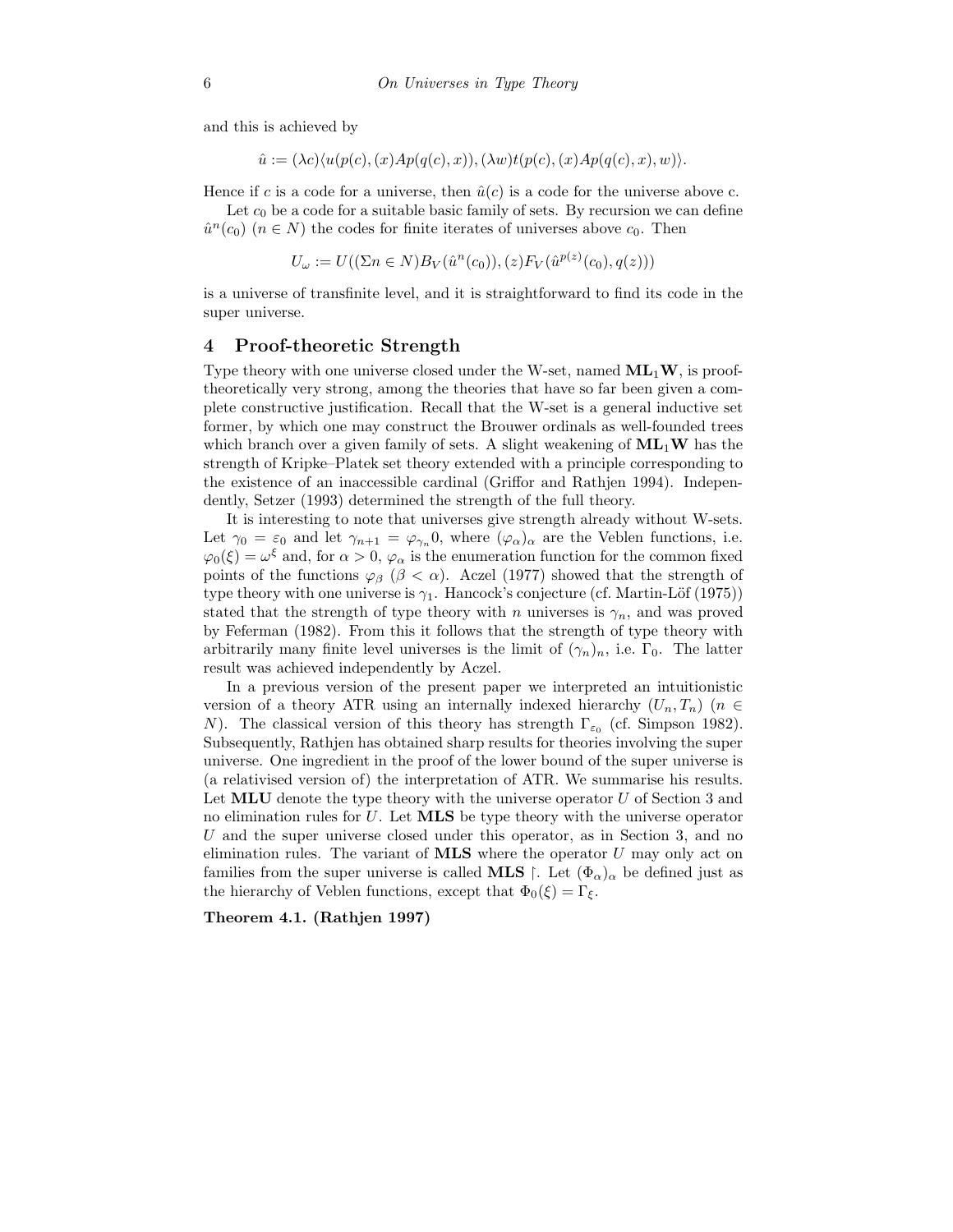and this is achieved by

$$\hat{u} := (\lambda c)\langle u(p(c), (x)Ap(q(c), x)), (\lambda w)t(p(c), (x)Ap(q(c), x), w)\rangle.$$

Hence if $c$ is a code for a universe, then $\hat{u}(c)$ is a code for the universe above c.

Let $c_0$ be a code for a suitable basic family of sets. By recursion we can define $\hat{u}^n(c_0)$ ($n \in N$) the codes for finite iterates of universes above $c_0$. Then

$$U_\omega := U((\Sigma n \in N)B_V(\hat{u}^n(c_0)), (z)F_V(\hat{u}^{p(z)}(c_0), q(z)))$$

is a universe of transfinite level, and it is straightforward to find its code in the super universe.

## 4 Proof-theoretic Strength

Type theory with one universe closed under the W-set, named $\mathbf{ML_1W}$, is proof-theoretically very strong, among the theories that have so far been given a complete constructive justification. Recall that the W-set is a general inductive set former, by which one may construct the Brouwer ordinals as well-founded trees which branch over a given family of sets. A slight weakening of $\mathbf{ML_1W}$ has the strength of Kripke–Platek set theory extended with a principle corresponding to the existence of an inaccessible cardinal (Griffor and Rathjen 1994). Independently, Setzer (1993) determined the strength of the full theory.

It is interesting to note that universes give strength already without W-sets. Let $\gamma_0 = \varepsilon_0$ and let $\gamma_{n+1} = \varphi_{\gamma_n}0$, where $(\varphi_\alpha)_\alpha$ are the Veblen functions, i.e. $\varphi_0(\xi) = \omega^\xi$ and, for $\alpha > 0$, $\varphi_\alpha$ is the enumeration function for the common fixed points of the functions $\varphi_\beta$ ($\beta < \alpha$). Aczel (1977) showed that the strength of type theory with one universe is $\gamma_1$. Hancock's conjecture (cf. Martin-Löf (1975)) stated that the strength of type theory with $n$ universes is $\gamma_n$, and was proved by Feferman (1982). From this it follows that the strength of type theory with arbitrarily many finite level universes is the limit of $(\gamma_n)_n$, i.e. $\Gamma_0$. The latter result was achieved independently by Aczel.

In a previous version of the present paper we interpreted an intuitionistic version of a theory ATR using an internally indexed hierarchy $(U_n, T_n)$ ($n \in N$). The classical version of this theory has strength $\Gamma_{\varepsilon_0}$ (cf. Simpson 1982). Subsequently, Rathjen has obtained sharp results for theories involving the super universe. One ingredient in the proof of the lower bound of the super universe is (a relativised version of) the interpretation of ATR. We summarise his results. Let **MLU** denote the type theory with the universe operator $U$ of Section 3 and no elimination rules for $U$. Let **MLS** be type theory with the universe operator $U$ and the super universe closed under this operator, as in Section 3, and no elimination rules. The variant of **MLS** where the operator $U$ may only act on families from the super universe is called **MLS** $\restriction$. Let $(\Phi_\alpha)_\alpha$ be defined just as the hierarchy of Veblen functions, except that $\Phi_0(\xi) = \Gamma_\xi$.

**Theorem 4.1. (Rathjen 1997)**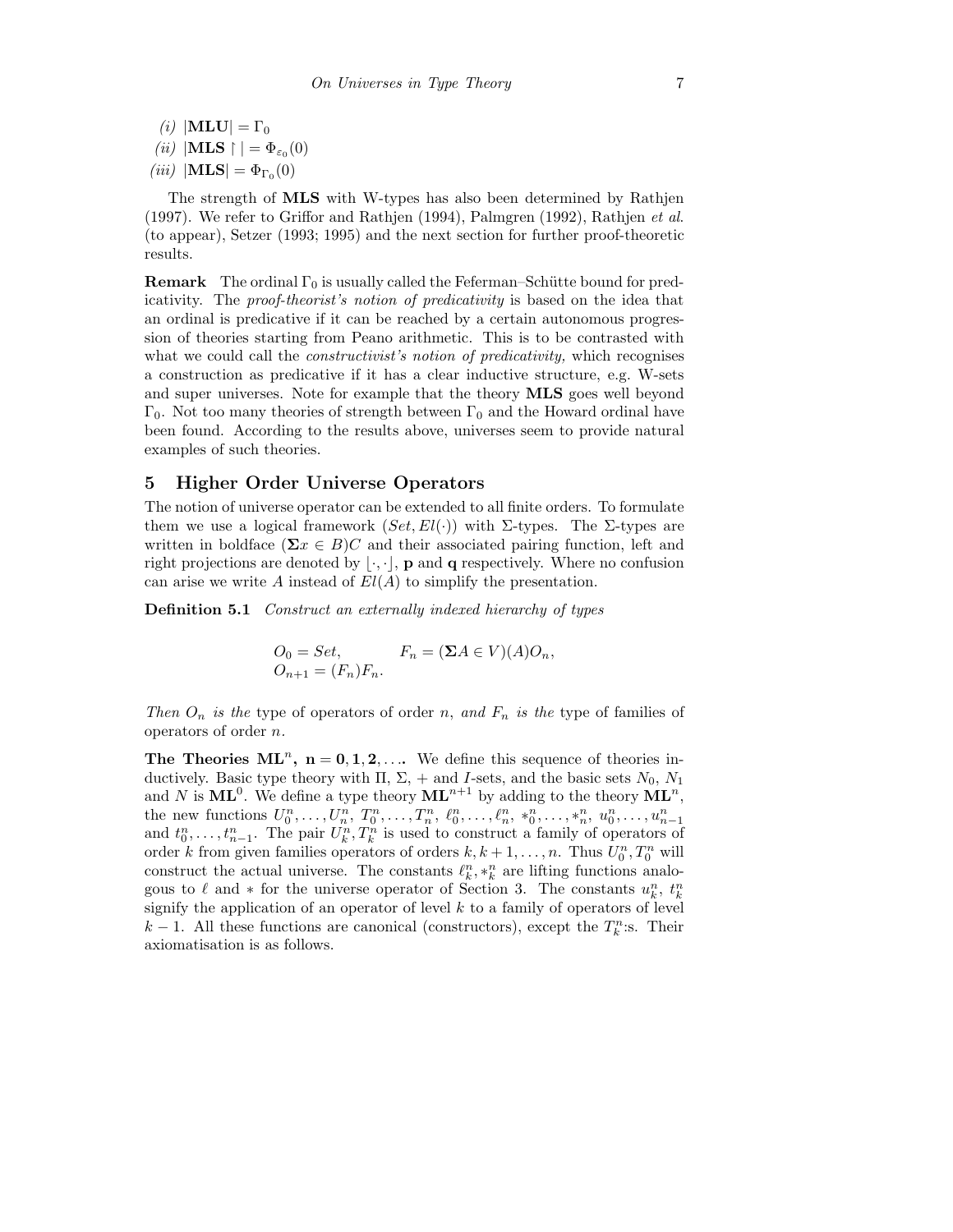*(i)* $|\mathbf{MLU}| = \Gamma_0$

*(ii)* $|\mathbf{MLS}\restriction| = \Phi_{\varepsilon_0}(0)$

*(iii)* $|\mathbf{MLS}| = \Phi_{\Gamma_0}(0)$

The strength of **MLS** with W-types has also been determined by Rathjen (1997). We refer to Griffor and Rathjen (1994), Palmgren (1992), Rathjen *et al.* (to appear), Setzer (1993; 1995) and the next section for further proof-theoretic results.

**Remark** The ordinal $\Gamma_0$ is usually called the Feferman–Schütte bound for predicativity. The *proof-theorist's notion of predicativity* is based on the idea that an ordinal is predicative if it can be reached by a certain autonomous progression of theories starting from Peano arithmetic. This is to be contrasted with what we could call the *constructivist's notion of predicativity,* which recognises a construction as predicative if it has a clear inductive structure, e.g. W-sets and super universes. Note for example that the theory **MLS** goes well beyond $\Gamma_0$. Not too many theories of strength between $\Gamma_0$ and the Howard ordinal have been found. According to the results above, universes seem to provide natural examples of such theories.

## 5 Higher Order Universe Operators

The notion of universe operator can be extended to all finite orders. To formulate them we use a logical framework $(Set, El(\cdot))$ with $\Sigma$-types. The $\Sigma$-types are written in boldface $(\mathbf{\Sigma} x \in B)C$ and their associated pairing function, left and right projections are denoted by $\lfloor \cdot, \cdot \rfloor$, $\mathbf{p}$ and $\mathbf{q}$ respectively. Where no confusion can arise we write $A$ instead of $El(A)$ to simplify the presentation.

**Definition 5.1** *Construct an externally indexed hierarchy of types*

$$O_0 = Set, \qquad F_n = (\mathbf{\Sigma} A \in V)(A)O_n,$$
$$O_{n+1} = (F_n)F_n.$$

*Then $O_n$ is the* type of operators of order $n$, *and $F_n$ is the* type of families of operators of order $n$.

**The Theories $\mathbf{ML}^n$, $\mathbf{n = 0, 1, 2, \ldots}$.** We define this sequence of theories inductively. Basic type theory with $\Pi$, $\Sigma$, $+$ and $I$-sets, and the basic sets $N_0$, $N_1$ and $N$ is $\mathbf{ML}^0$. We define a type theory $\mathbf{ML}^{n+1}$ by adding to the theory $\mathbf{ML}^n$, the new functions $U_0^n, \ldots, U_n^n$, $T_0^n, \ldots, T_n^n$, $\ell_0^n, \ldots, \ell_n^n$, $*_0^n, \ldots, *_n^n$, $u_0^n, \ldots, u_{n-1}^n$ and $t_0^n, \ldots, t_{n-1}^n$. The pair $U_k^n, T_k^n$ is used to construct a family of operators of order $k$ from given families operators of orders $k, k+1, \ldots, n$. Thus $U_0^n, T_0^n$ will construct the actual universe. The constants $\ell_k^n, *_k^n$ are lifting functions analogous to $\ell$ and $*$ for the universe operator of Section 3. The constants $u_k^n$, $t_k^n$ signify the application of an operator of level $k$ to a family of operators of level $k-1$. All these functions are canonical (constructors), except the $T_k^n$:s. Their axiomatisation is as follows.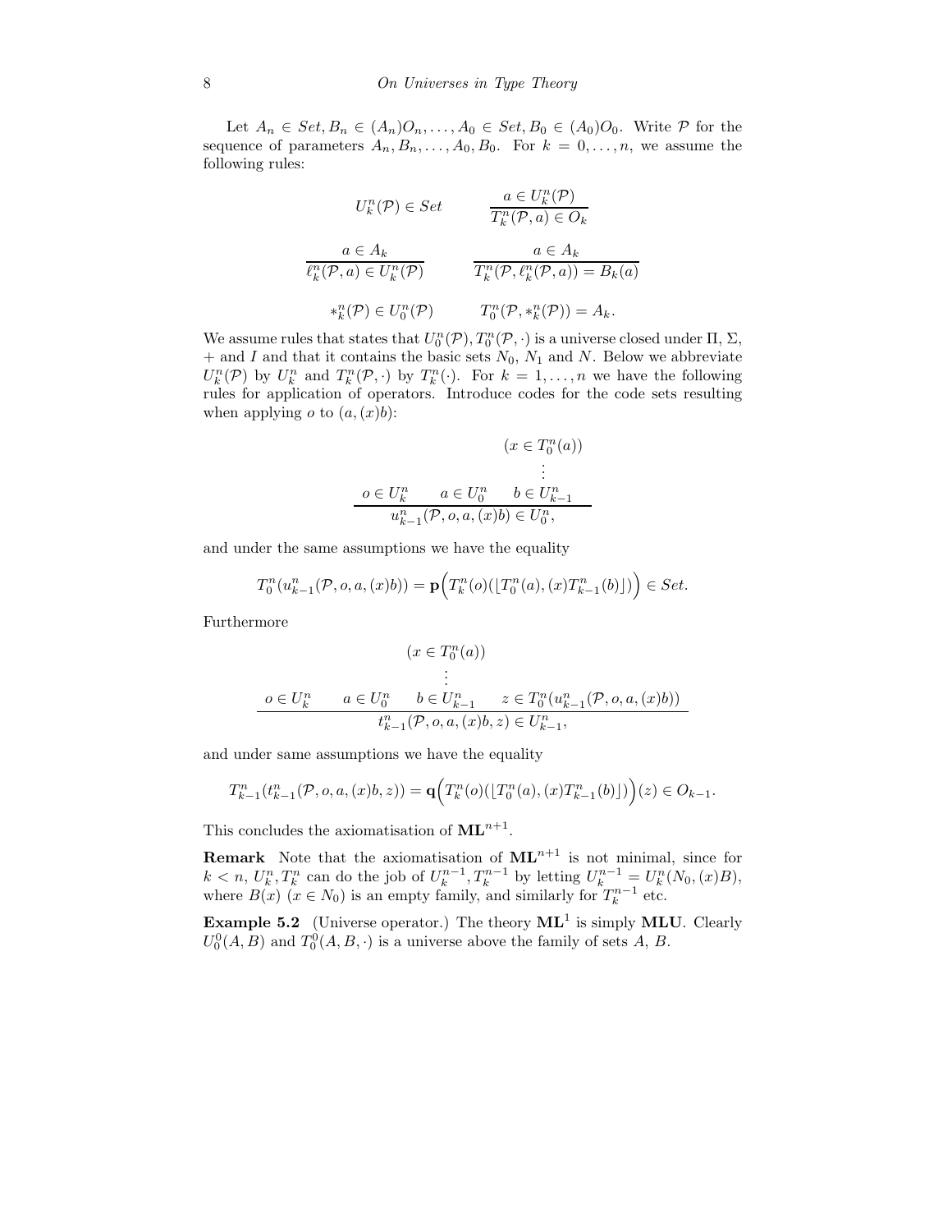Let $A_n \in Set, B_n \in (A_n)O_n, \ldots, A_0 \in Set, B_0 \in (A_0)O_0$. Write $\mathcal{P}$ for the sequence of parameters $A_n, B_n, \ldots, A_0, B_0$. For $k = 0, \ldots, n$, we assume the following rules:

$$U_k^n(\mathcal{P}) \in Set \qquad \frac{a \in U_k^n(\mathcal{P})}{T_k^n(\mathcal{P}, a) \in O_k}$$

$$\frac{a \in A_k}{\ell_k^n(\mathcal{P}, a) \in U_k^n(\mathcal{P})} \qquad \frac{a \in A_k}{T_k^n(\mathcal{P}, \ell_k^n(\mathcal{P}, a)) = B_k(a)}$$

$$*_k^n(\mathcal{P}) \in U_0^n(\mathcal{P}) \qquad T_0^n(\mathcal{P}, *_k^n(\mathcal{P})) = A_k.$$

We assume rules that states that $U_0^n(\mathcal{P}), T_0^n(\mathcal{P}, \cdot)$ is a universe closed under $\Pi$, $\Sigma$, $+$ and $I$ and that it contains the basic sets $N_0$, $N_1$ and $N$. Below we abbreviate $U_k^n(\mathcal{P})$ by $U_k^n$ and $T_k^n(\mathcal{P}, \cdot)$ by $T_k^n(\cdot)$. For $k = 1, \ldots, n$ we have the following rules for application of operators. Introduce codes for the code sets resulting when applying $o$ to $(a, (x)b)$:

$$\frac{o \in U_k^n \qquad a \in U_0^n \qquad \begin{array}{c}(x \in T_0^n(a)) \\ \vdots \\ b \in U_{k-1}^n\end{array}}{u_{k-1}^n(\mathcal{P}, o, a, (x)b) \in U_0^n,}$$

and under the same assumptions we have the equality

$$T_0^n(u_{k-1}^n(\mathcal{P}, o, a, (x)b)) = \mathbf{p}\Big(T_k^n(o)(\lfloor T_0^n(a), (x)T_{k-1}^n(b)\rfloor)\Big) \in Set.$$

Furthermore

$$\frac{o \in U_k^n \qquad a \in U_0^n \qquad \begin{array}{c}(x \in T_0^n(a)) \\ \vdots \\ b \in U_{k-1}^n\end{array} \qquad z \in T_0^n(u_{k-1}^n(\mathcal{P}, o, a, (x)b))}{t_{k-1}^n(\mathcal{P}, o, a, (x)b, z) \in U_{k-1}^n,}$$

and under same assumptions we have the equality

$$T_{k-1}^n(t_{k-1}^n(\mathcal{P}, o, a, (x)b, z)) = \mathbf{q}\Big(T_k^n(o)(\lfloor T_0^n(a), (x)T_{k-1}^n(b)\rfloor)\Big)(z) \in O_{k-1}.$$

This concludes the axiomatisation of $\mathbf{ML}^{n+1}$.

**Remark** Note that the axiomatisation of $\mathbf{ML}^{n+1}$ is not minimal, since for $k < n$, $U_k^n, T_k^n$ can do the job of $U_k^{n-1}, T_k^{n-1}$ by letting $U_k^{n-1} = U_k^n(N_0, (x)B)$, where $B(x)$ $(x \in N_0)$ is an empty family, and similarly for $T_k^{n-1}$ etc.

**Example 5.2** (Universe operator.) The theory $\mathbf{ML}^1$ is simply $\mathbf{MLU}$. Clearly $U_0^0(A, B)$ and $T_0^0(A, B, \cdot)$ is a universe above the family of sets $A$, $B$.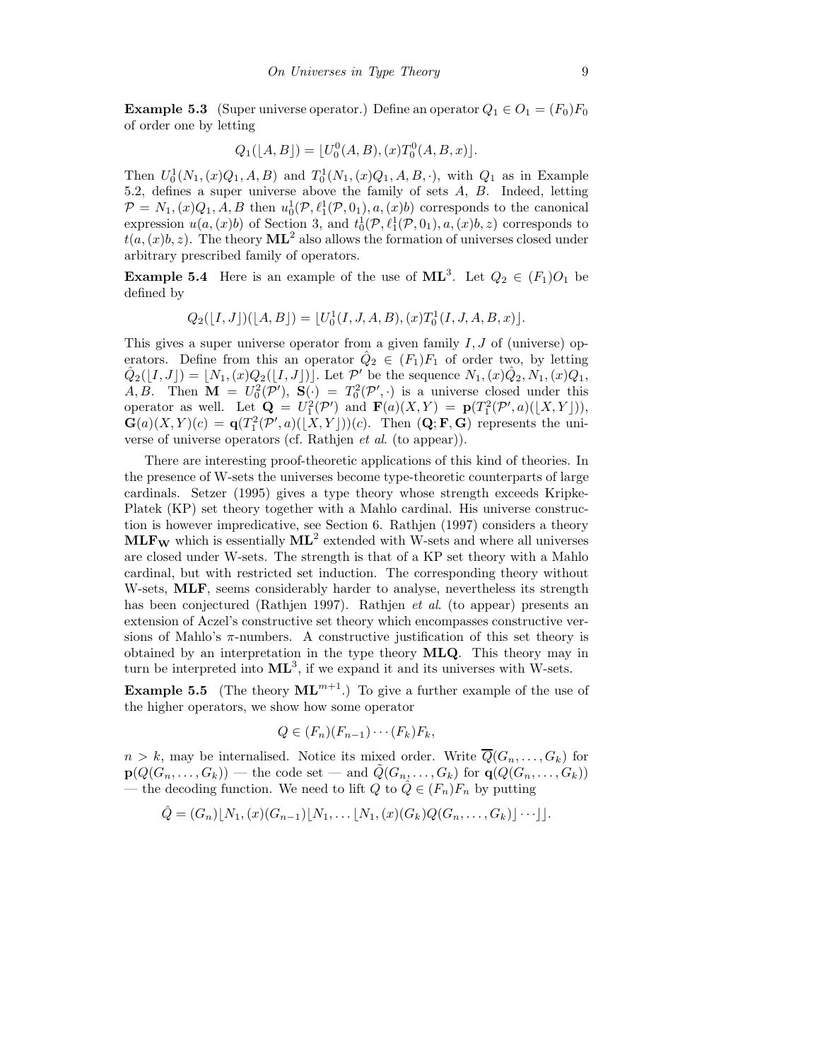**Example 5.3** (Super universe operator.) Define an operator $Q_1 \in O_1 = (F_0)F_0$ of order one by letting

$$Q_1(\lfloor A, B \rfloor) = \lfloor U_0^0(A, B), (x)T_0^0(A, B, x) \rfloor.$$

Then $U_0^1(N_1, (x)Q_1, A, B)$ and $T_0^1(N_1, (x)Q_1, A, B, \cdot)$, with $Q_1$ as in Example 5.2, defines a super universe above the family of sets $A$, $B$. Indeed, letting $\mathcal{P} = N_1, (x)Q_1, A, B$ then $u_0^1(\mathcal{P}, \ell_1^1(\mathcal{P}, 0_1), a, (x)b)$ corresponds to the canonical expression $u(a, (x)b)$ of Section 3, and $t_0^1(\mathcal{P}, \ell_1^1(\mathcal{P}, 0_1), a, (x)b, z)$ corresponds to $t(a, (x)b, z)$. The theory $\mathbf{ML}^2$ also allows the formation of universes closed under arbitrary prescribed family of operators.

**Example 5.4** Here is an example of the use of $\mathbf{ML}^3$. Let $Q_2 \in (F_1)O_1$ be defined by

$$Q_2(\lfloor I, J \rfloor)(\lfloor A, B \rfloor) = \lfloor U_0^1(I, J, A, B), (x)T_0^1(I, J, A, B, x) \rfloor.$$

This gives a super universe operator from a given family $I, J$ of (universe) operators. Define from this an operator $\hat{Q}_2 \in (F_1)F_1$ of order two, by letting $\hat{Q}_2(\lfloor I, J \rfloor) = \lfloor N_1, (x)Q_2(\lfloor I, J \rfloor) \rfloor$. Let $\mathcal{P}'$ be the sequence $N_1, (x)\hat{Q}_2, N_1, (x)Q_1, A, B$. Then $\mathbf{M} = U_0^2(\mathcal{P}')$, $\mathbf{S}(\cdot) = T_0^2(\mathcal{P}', \cdot)$ is a universe closed under this operator as well. Let $\mathbf{Q} = U_1^2(\mathcal{P}')$ and $\mathbf{F}(a)(X, Y) = \mathbf{p}(T_1^2(\mathcal{P}', a)(\lfloor X, Y \rfloor))$, $\mathbf{G}(a)(X, Y)(c) = \mathbf{q}(T_1^2(\mathcal{P}', a)(\lfloor X, Y \rfloor))(c)$. Then $(\mathbf{Q}; \mathbf{F}, \mathbf{G})$ represents the universe of universe operators (cf. Rathjen *et al.* (to appear)).

There are interesting proof-theoretic applications of this kind of theories. In the presence of W-sets the universes become type-theoretic counterparts of large cardinals. Setzer (1995) gives a type theory whose strength exceeds Kripke-Platek (KP) set theory together with a Mahlo cardinal. His universe construction is however impredicative, see Section 6. Rathjen (1997) considers a theory $\mathbf{MLF_W}$ which is essentially $\mathbf{ML}^2$ extended with W-sets and where all universes are closed under W-sets. The strength is that of a KP set theory with a Mahlo cardinal, but with restricted set induction. The corresponding theory without W-sets, $\mathbf{MLF}$, seems considerably harder to analyse, nevertheless its strength has been conjectured (Rathjen 1997). Rathjen *et al.* (to appear) presents an extension of Aczel's constructive set theory which encompasses constructive versions of Mahlo's $\pi$-numbers. A constructive justification of this set theory is obtained by an interpretation in the type theory $\mathbf{MLQ}$. This theory may in turn be interpreted into $\mathbf{ML}^3$, if we expand it and its universes with W-sets.

**Example 5.5** (The theory $\mathbf{ML}^{m+1}$.) To give a further example of the use of the higher operators, we show how some operator

$$Q \in (F_n)(F_{n-1}) \cdots (F_k)F_k,$$

$n > k$, may be internalised. Notice its mixed order. Write $\overline{Q}(G_n, \ldots, G_k)$ for $\mathbf{p}(Q(G_n, \ldots, G_k))$ — the code set — and $\tilde{Q}(G_n, \ldots, G_k)$ for $\mathbf{q}(Q(G_n, \ldots, G_k))$ — the decoding function. We need to lift $Q$ to $\hat{Q} \in (F_n)F_n$ by putting

$$\hat{Q} = (G_n)\lfloor N_1, (x)(G_{n-1})\lfloor N_1, \ldots \lfloor N_1, (x)(G_k)Q(G_n, \ldots, G_k) \rfloor \cdots \rfloor \rfloor.$$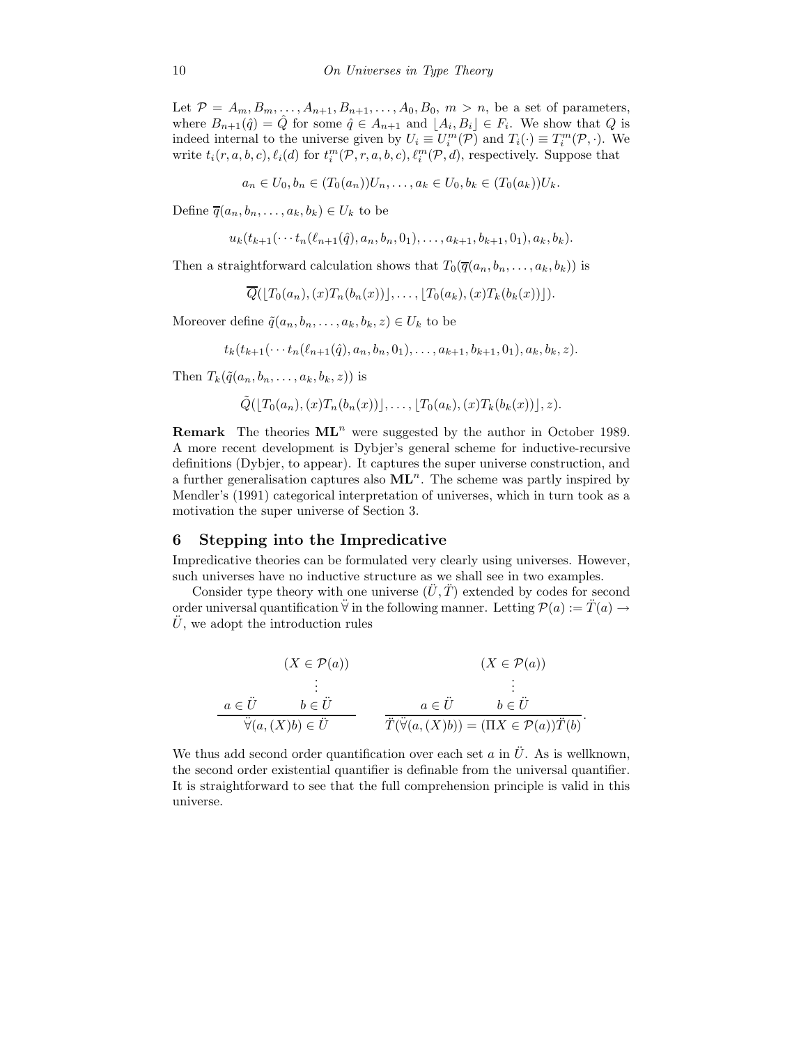Let $\mathcal{P} = A_m, B_m, \ldots, A_{n+1}, B_{n+1}, \ldots, A_0, B_0,\ m > n$, be a set of parameters, where $B_{n+1}(\hat{q}) = \hat{Q}$ for some $\hat{q} \in A_{n+1}$ and $\lfloor A_i, B_i \rfloor \in F_i$. We show that $Q$ is indeed internal to the universe given by $U_i \equiv U_i^m(\mathcal{P})$ and $T_i(\cdot) \equiv T_i^m(\mathcal{P}, \cdot)$. We write $t_i(r, a, b, c), \ell_i(d)$ for $t_i^m(\mathcal{P}, r, a, b, c), \ell_i^m(\mathcal{P}, d)$, respectively. Suppose that

$$a_n \in U_0, b_n \in (T_0(a_n))U_n, \ldots, a_k \in U_0, b_k \in (T_0(a_k))U_k.$$

Define $\overline{q}(a_n, b_n, \ldots, a_k, b_k) \in U_k$ to be

$$u_k(t_{k+1}(\cdots t_n(\ell_{n+1}(\hat{q}), a_n, b_n, 0_1), \ldots, a_{k+1}, b_{k+1}, 0_1), a_k, b_k).$$

Then a straightforward calculation shows that $T_0(\overline{q}(a_n, b_n, \ldots, a_k, b_k))$ is

$$\overline{Q}(\lfloor T_0(a_n), (x)T_n(b_n(x)) \rfloor, \ldots, \lfloor T_0(a_k), (x)T_k(b_k(x)) \rfloor).$$

Moreover define $\tilde{q}(a_n, b_n, \ldots, a_k, b_k, z) \in U_k$ to be

$$t_k(t_{k+1}(\cdots t_n(\ell_{n+1}(\hat{q}), a_n, b_n, 0_1), \ldots, a_{k+1}, b_{k+1}, 0_1), a_k, b_k, z).$$

Then $T_k(\tilde{q}(a_n, b_n, \ldots, a_k, b_k, z))$ is

$$\tilde{Q}(\lfloor T_0(a_n), (x)T_n(b_n(x)) \rfloor, \ldots, \lfloor T_0(a_k), (x)T_k(b_k(x)) \rfloor, z).$$

**Remark** The theories $\mathbf{ML}^n$ were suggested by the author in October 1989. A more recent development is Dybjer's general scheme for inductive-recursive definitions (Dybjer, to appear). It captures the super universe construction, and a further generalisation captures also $\mathbf{ML}^n$. The scheme was partly inspired by Mendler's (1991) categorical interpretation of universes, which in turn took as a motivation the super universe of Section 3.

## 6 Stepping into the Impredicative

Impredicative theories can be formulated very clearly using universes. However, such universes have no inductive structure as we shall see in two examples.

Consider type theory with one universe $(\ddot{U}, \ddot{T})$ extended by codes for second order universal quantification $\ddot{\forall}$ in the following manner. Letting $\mathcal{P}(a) := \ddot{T}(a) \to \ddot{U}$, we adopt the introduction rules

$$\frac{a \in \ddot{U} \qquad \begin{matrix}(X \in \mathcal{P}(a)) \\ \vdots \\ b \in \ddot{U}\end{matrix}}{\ddot{\forall}(a, (X)b) \in \ddot{U}} \qquad \frac{a \in \ddot{U} \qquad \begin{matrix}(X \in \mathcal{P}(a)) \\ \vdots \\ b \in \ddot{U}\end{matrix}}{\ddot{T}(\ddot{\forall}(a, (X)b)) = (\Pi X \in \mathcal{P}(a))\ddot{T}(b)}.$$

We thus add second order quantification over each set $a$ in $\ddot{U}$. As is wellknown, the second order existential quantifier is definable from the universal quantifier. It is straightforward to see that the full comprehension principle is valid in this universe.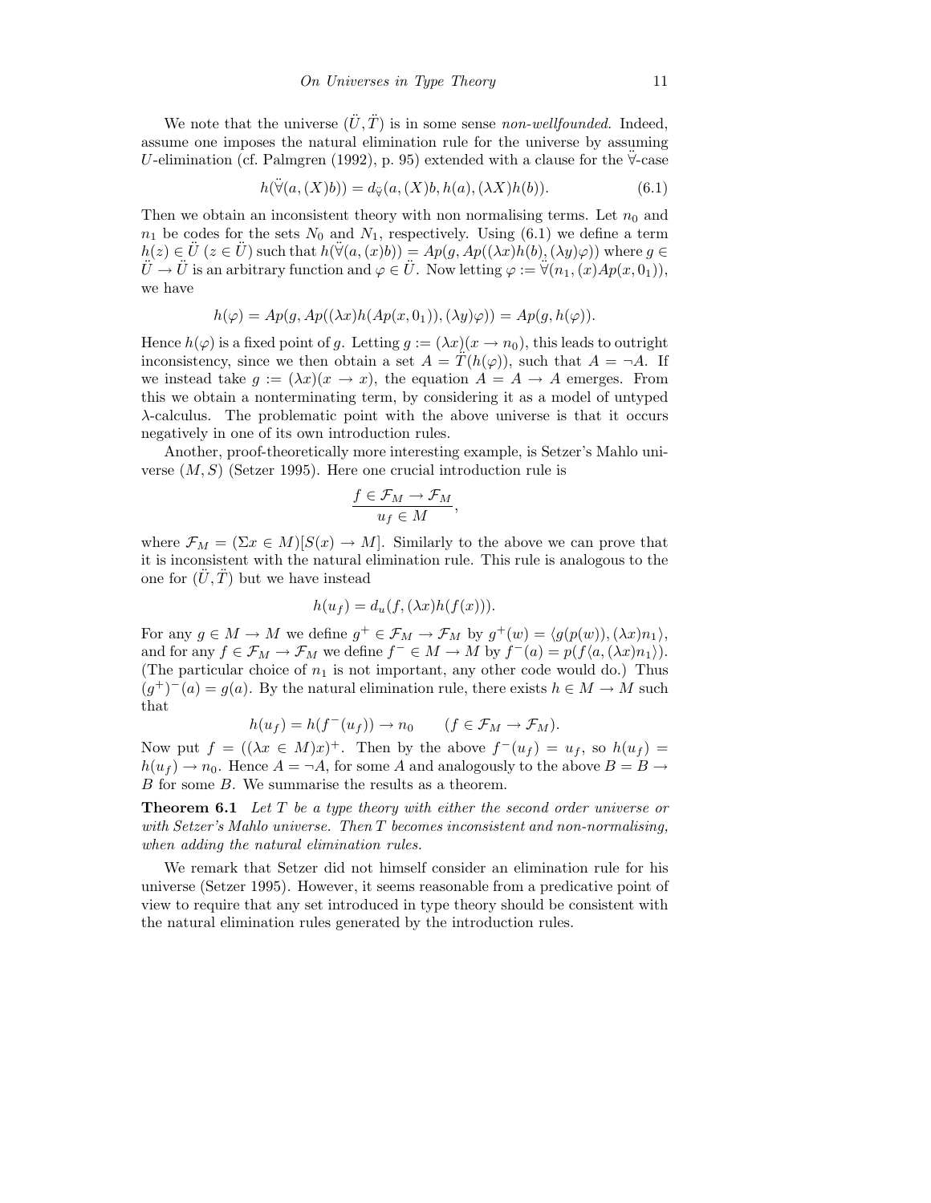We note that the universe $(\ddot{U}, \ddot{T})$ is in some sense *non-wellfounded*. Indeed, assume one imposes the natural elimination rule for the universe by assuming $U$-elimination (cf. Palmgren (1992), p. 95) extended with a clause for the $\ddot{\forall}$-case

$$h(\ddot{\forall}(a,(X)b)) = d_{\ddot{\forall}}(a,(X)b, h(a), (\lambda X)h(b)). \tag{6.1}$$

Then we obtain an inconsistent theory with non normalising terms. Let $n_0$ and $n_1$ be codes for the sets $N_0$ and $N_1$, respectively. Using (6.1) we define a term $h(z) \in \ddot{U}$ $(z \in \ddot{U})$ such that $h(\ddot{\forall}(a,(x)b)) = Ap(g, Ap((\lambda x)h(b), (\lambda y)\varphi))$ where $g \in \ddot{U} \to \ddot{U}$ is an arbitrary function and $\varphi \in \ddot{U}$. Now letting $\varphi := \ddot{\forall}(n_1, (x)Ap(x, 0_1))$, we have

$$h(\varphi) = Ap(g, Ap((\lambda x)h(Ap(x, 0_1)), (\lambda y)\varphi)) = Ap(g, h(\varphi)).$$

Hence $h(\varphi)$ is a fixed point of $g$. Letting $g := (\lambda x)(x \to n_0)$, this leads to outright inconsistency, since we then obtain a set $A = \ddot{T}(h(\varphi))$, such that $A = \neg A$. If we instead take $g := (\lambda x)(x \to x)$, the equation $A = A \to A$ emerges. From this we obtain a nonterminating term, by considering it as a model of untyped $\lambda$-calculus. The problematic point with the above universe is that it occurs negatively in one of its own introduction rules.

Another, proof-theoretically more interesting example, is Setzer's Mahlo universe $(M, S)$ (Setzer 1995). Here one crucial introduction rule is

$$\frac{f \in \mathcal{F}_M \to \mathcal{F}_M}{u_f \in M},$$

where $\mathcal{F}_M = (\Sigma x \in M)[S(x) \to M]$. Similarly to the above we can prove that it is inconsistent with the natural elimination rule. This rule is analogous to the one for $(\ddot{U}, \ddot{T})$ but we have instead

$$h(u_f) = d_u(f, (\lambda x)h(f(x))).$$

For any $g \in M \to M$ we define $g^+ \in \mathcal{F}_M \to \mathcal{F}_M$ by $g^+(w) = \langle g(p(w)), (\lambda x)n_1 \rangle$, and for any $f \in \mathcal{F}_M \to \mathcal{F}_M$ we define $f^- \in M \to M$ by $f^-(a) = p(f\langle a, (\lambda x)n_1 \rangle)$. (The particular choice of $n_1$ is not important, any other code would do.) Thus $(g^+)^-(a) = g(a)$. By the natural elimination rule, there exists $h \in M \to M$ such that

$$h(u_f) = h(f^-(u_f)) \to n_0 \qquad (f \in \mathcal{F}_M \to \mathcal{F}_M).$$

Now put $f = ((\lambda x \in M)x)^+$. Then by the above $f^-(u_f) = u_f$, so $h(u_f) = h(u_f) \to n_0$. Hence $A = \neg A$, for some $A$ and analogously to the above $B = B \to B$ for some $B$. We summarise the results as a theorem.

**Theorem 6.1** *Let $T$ be a type theory with either the second order universe or with Setzer's Mahlo universe. Then $T$ becomes inconsistent and non-normalising, when adding the natural elimination rules.*

We remark that Setzer did not himself consider an elimination rule for his universe (Setzer 1995). However, it seems reasonable from a predicative point of view to require that any set introduced in type theory should be consistent with the natural elimination rules generated by the introduction rules.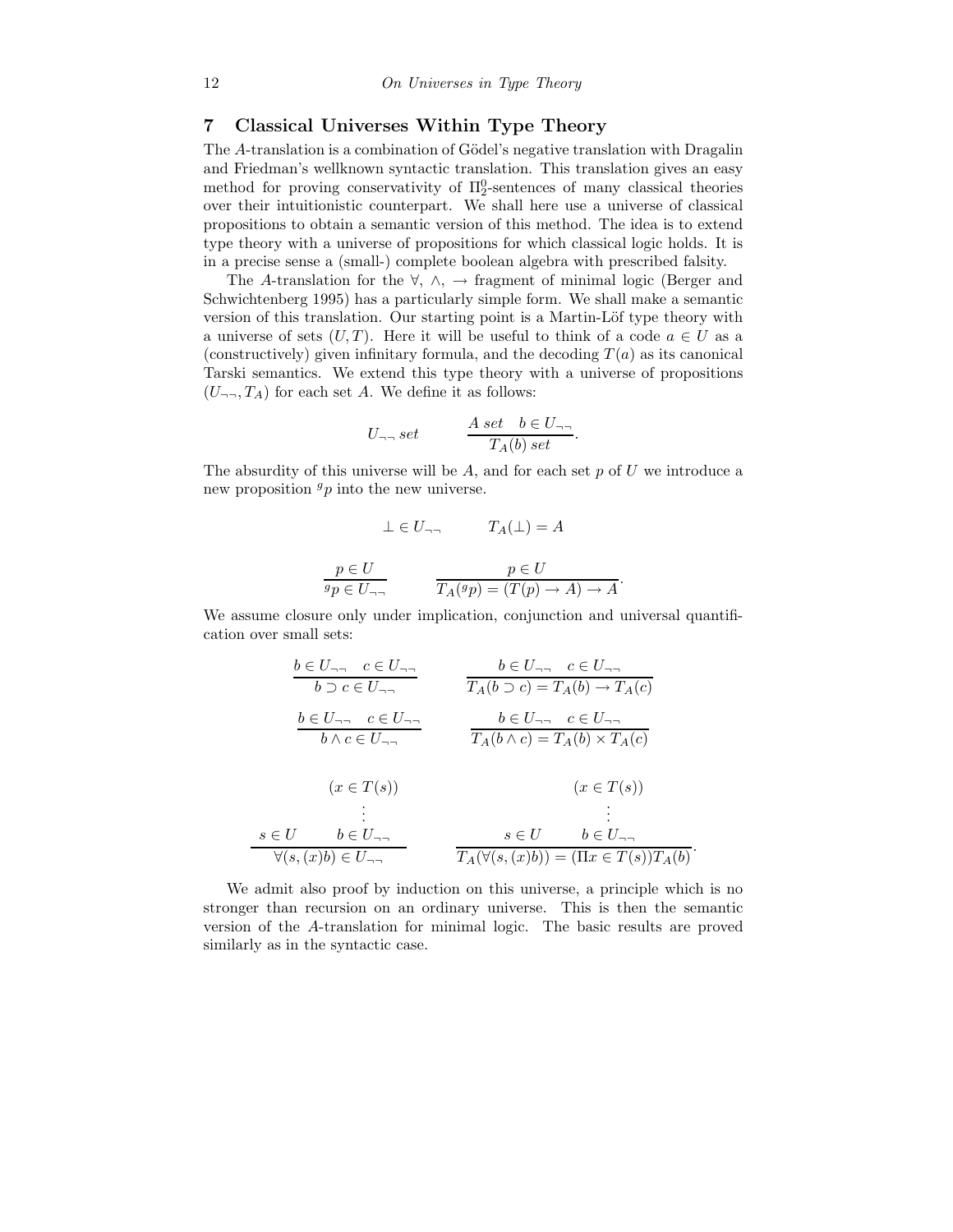## 7 Classical Universes Within Type Theory

The $A$-translation is a combination of Gödel's negative translation with Dragalin and Friedman's wellknown syntactic translation. This translation gives an easy method for proving conservativity of $\Pi^0_2$-sentences of many classical theories over their intuitionistic counterpart. We shall here use a universe of classical propositions to obtain a semantic version of this method. The idea is to extend type theory with a universe of propositions for which classical logic holds. It is in a precise sense a (small-) complete boolean algebra with prescribed falsity.

The $A$-translation for the $\forall$, $\wedge$, $\rightarrow$ fragment of minimal logic (Berger and Schwichtenberg 1995) has a particularly simple form. We shall make a semantic version of this translation. Our starting point is a Martin-Löf type theory with a universe of sets $(U, T)$. Here it will be useful to think of a code $a \in U$ as a (constructively) given infinitary formula, and the decoding $T(a)$ as its canonical Tarski semantics. We extend this type theory with a universe of propositions $(U_{\neg\neg}, T_A)$ for each set $A$. We define it as follows:

$$U_{\neg\neg}\ set \qquad\qquad \frac{A\ set \quad b \in U_{\neg\neg}}{T_A(b)\ set}.$$

The absurdity of this universe will be $A$, and for each set $p$ of $U$ we introduce a new proposition ${}^g p$ into the new universe.

$$\bot \in U_{\neg\neg} \qquad\qquad T_A(\bot) = A$$

$$\frac{p \in U}{{}^g p \in U_{\neg\neg}} \qquad\qquad \frac{p \in U}{T_A({}^g p) = (T(p) \rightarrow A) \rightarrow A}.$$

We assume closure only under implication, conjunction and universal quantification over small sets:

$$\frac{b \in U_{\neg\neg} \quad c \in U_{\neg\neg}}{b \supset c \in U_{\neg\neg}} \qquad\qquad \frac{b \in U_{\neg\neg} \quad c \in U_{\neg\neg}}{T_A(b \supset c) = T_A(b) \rightarrow T_A(c)}$$

$$\frac{b \in U_{\neg\neg} \quad c \in U_{\neg\neg}}{b \wedge c \in U_{\neg\neg}} \qquad\qquad \frac{b \in U_{\neg\neg} \quad c \in U_{\neg\neg}}{T_A(b \wedge c) = T_A(b) \times T_A(c)}$$

$$\frac{s \in U \qquad \begin{matrix}(x \in T(s)) \\ \vdots \\ b \in U_{\neg\neg}\end{matrix}}{\forall(s, (x)b) \in U_{\neg\neg}} \qquad\qquad \frac{s \in U \qquad \begin{matrix}(x \in T(s)) \\ \vdots \\ b \in U_{\neg\neg}\end{matrix}}{T_A(\forall(s,(x)b)) = (\Pi x \in T(s))T_A(b)}.$$

We admit also proof by induction on this universe, a principle which is no stronger than recursion on an ordinary universe. This is then the semantic version of the $A$-translation for minimal logic. The basic results are proved similarly as in the syntactic case.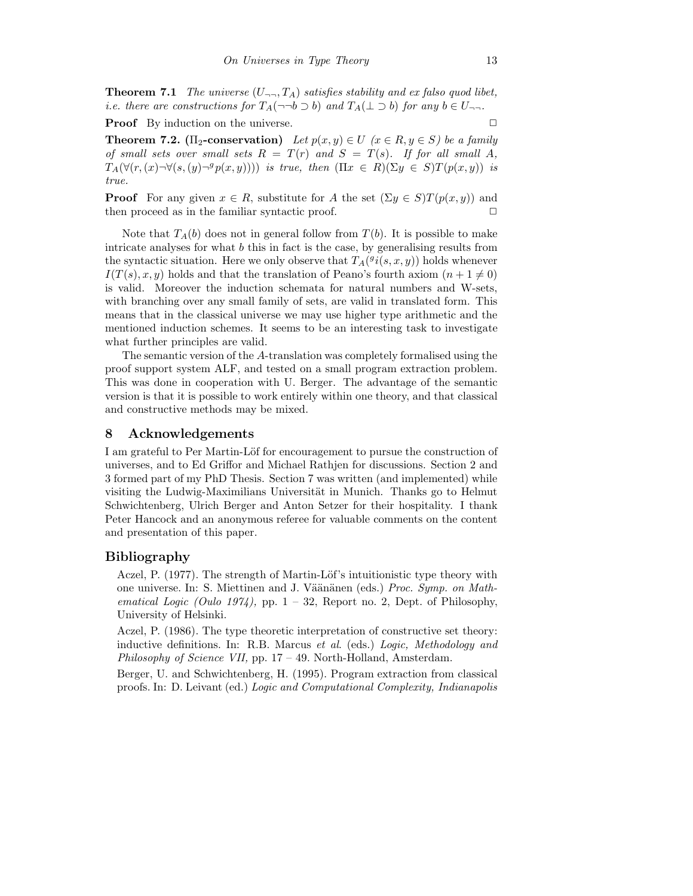**Theorem 7.1** *The universe $(U_{\neg\neg}, T_A)$ satisfies stability and ex falso quod libet, i.e. there are constructions for $T_A(\neg\neg b \supset b)$ and $T_A(\bot \supset b)$ for any $b \in U_{\neg\neg}$.*

**Proof** By induction on the universe. □

**Theorem 7.2. ($\Pi_2$-conservation)** *Let $p(x, y) \in U$ $(x \in R, y \in S)$ be a family of small sets over small sets $R = T(r)$ and $S = T(s)$. If for all small $A$, $T_A(\forall(r,(x)\neg\forall(s,(y)\neg^g p(x, y))))$ is true, then $(\Pi x \in R)(\Sigma y \in S)T(p(x, y))$ is true.*

**Proof** For any given $x \in R$, substitute for $A$ the set $(\Sigma y \in S)T(p(x, y))$ and then proceed as in the familiar syntactic proof. □

Note that $T_A(b)$ does not in general follow from $T(b)$. It is possible to make intricate analyses for what $b$ this in fact is the case, by generalising results from the syntactic situation. Here we only observe that $T_A({}^g i(s, x, y))$ holds whenever $I(T(s), x, y)$ holds and that the translation of Peano's fourth axiom $(n + 1 \neq 0)$ is valid. Moreover the induction schemata for natural numbers and W-sets, with branching over any small family of sets, are valid in translated form. This means that in the classical universe we may use higher type arithmetic and the mentioned induction schemes. It seems to be an interesting task to investigate what further principles are valid.

The semantic version of the $A$-translation was completely formalised using the proof support system ALF, and tested on a small program extraction problem. This was done in cooperation with U. Berger. The advantage of the semantic version is that it is possible to work entirely within one theory, and that classical and constructive methods may be mixed.

## 8 Acknowledgements

I am grateful to Per Martin-Löf for encouragement to pursue the construction of universes, and to Ed Griffor and Michael Rathjen for discussions. Section 2 and 3 formed part of my PhD Thesis. Section 7 was written (and implemented) while visiting the Ludwig-Maximilians Universität in Munich. Thanks go to Helmut Schwichtenberg, Ulrich Berger and Anton Setzer for their hospitality. I thank Peter Hancock and an anonymous referee for valuable comments on the content and presentation of this paper.

## Bibliography

Aczel, P. (1977). The strength of Martin-Löf's intuitionistic type theory with one universe. In: S. Miettinen and J. Väänänen (eds.) *Proc. Symp. on Mathematical Logic (Oulo 1974),* pp. 1 – 32, Report no. 2, Dept. of Philosophy, University of Helsinki.

Aczel, P. (1986). The type theoretic interpretation of constructive set theory: inductive definitions. In: R.B. Marcus *et al.* (eds.) *Logic, Methodology and Philosophy of Science VII,* pp. 17 – 49. North-Holland, Amsterdam.

Berger, U. and Schwichtenberg, H. (1995). Program extraction from classical proofs. In: D. Leivant (ed.) *Logic and Computational Complexity, Indianapolis*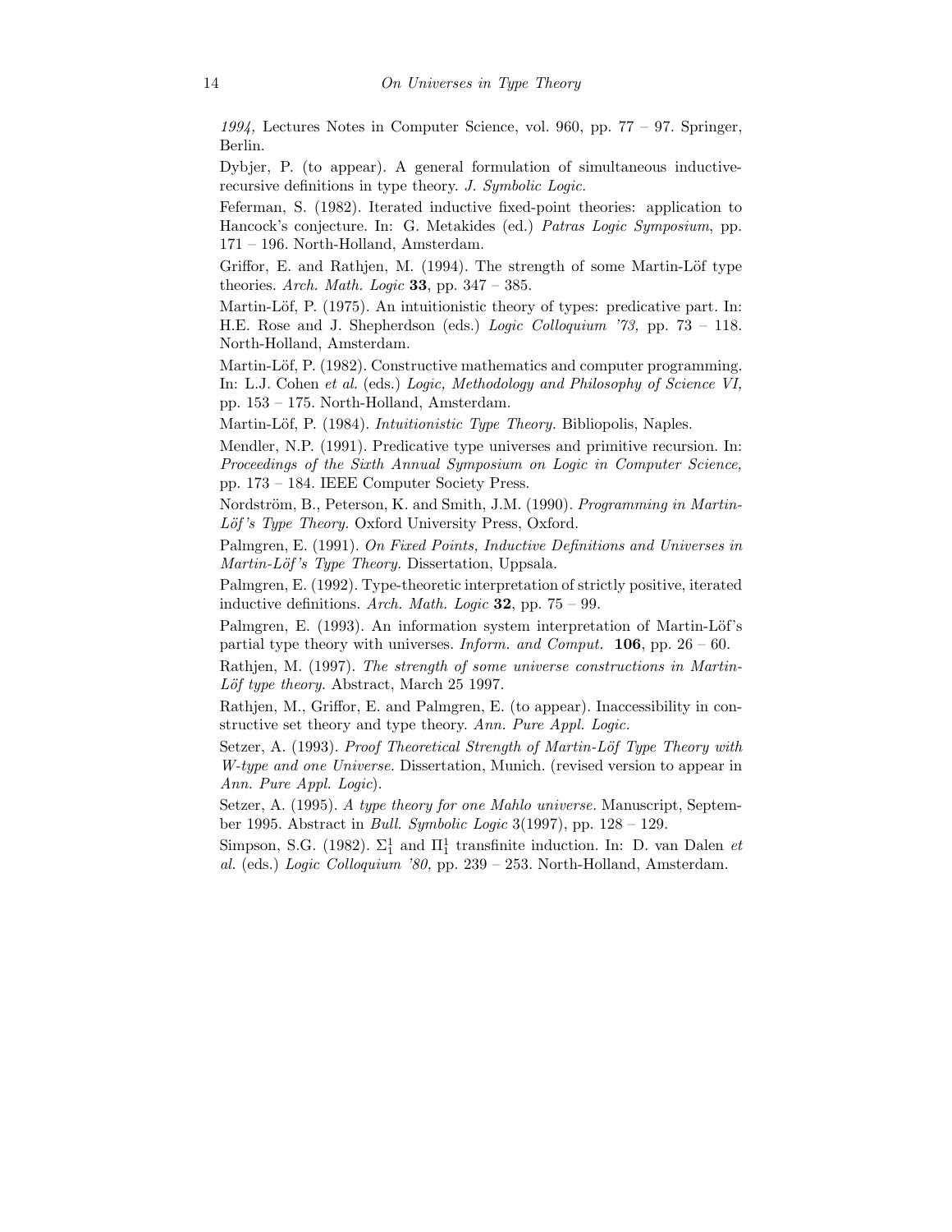*1994,* Lectures Notes in Computer Science, vol. 960, pp. 77 – 97. Springer, Berlin.

Dybjer, P. (to appear). A general formulation of simultaneous inductive-recursive definitions in type theory. *J. Symbolic Logic.*

Feferman, S. (1982). Iterated inductive fixed-point theories: application to Hancock's conjecture. In: G. Metakides (ed.) *Patras Logic Symposium*, pp. 171 – 196. North-Holland, Amsterdam.

Griffor, E. and Rathjen, M. (1994). The strength of some Martin-Löf type theories. *Arch. Math. Logic* **33**, pp. 347 – 385.

Martin-Löf, P. (1975). An intuitionistic theory of types: predicative part. In: H.E. Rose and J. Shepherdson (eds.) *Logic Colloquium '73,* pp. 73 – 118. North-Holland, Amsterdam.

Martin-Löf, P. (1982). Constructive mathematics and computer programming. In: L.J. Cohen *et al.* (eds.) *Logic, Methodology and Philosophy of Science VI,* pp. 153 – 175. North-Holland, Amsterdam.

Martin-Löf, P. (1984). *Intuitionistic Type Theory.* Bibliopolis, Naples.

Mendler, N.P. (1991). Predicative type universes and primitive recursion. In: *Proceedings of the Sixth Annual Symposium on Logic in Computer Science,* pp. 173 – 184. IEEE Computer Society Press.

Nordström, B., Peterson, K. and Smith, J.M. (1990). *Programming in Martin-Löf's Type Theory.* Oxford University Press, Oxford.

Palmgren, E. (1991). *On Fixed Points, Inductive Definitions and Universes in Martin-Löf's Type Theory.* Dissertation, Uppsala.

Palmgren, E. (1992). Type-theoretic interpretation of strictly positive, iterated inductive definitions. *Arch. Math. Logic* **32**, pp. 75 – 99.

Palmgren, E. (1993). An information system interpretation of Martin-Löf's partial type theory with universes. *Inform. and Comput.* **106**, pp. 26 – 60.

Rathjen, M. (1997). *The strength of some universe constructions in Martin-Löf type theory.* Abstract, March 25 1997.

Rathjen, M., Griffor, E. and Palmgren, E. (to appear). Inaccessibility in constructive set theory and type theory. *Ann. Pure Appl. Logic.*

Setzer, A. (1993). *Proof Theoretical Strength of Martin-Löf Type Theory with W-type and one Universe.* Dissertation, Munich. (revised version to appear in *Ann. Pure Appl. Logic*).

Setzer, A. (1995). *A type theory for one Mahlo universe.* Manuscript, September 1995. Abstract in *Bull. Symbolic Logic* 3(1997), pp. 128 – 129.

Simpson, S.G. (1982). $\Sigma^1_1$ and $\Pi^1_1$ transfinite induction. In: D. van Dalen *et al.* (eds.) *Logic Colloquium '80,* pp. 239 – 253. North-Holland, Amsterdam.